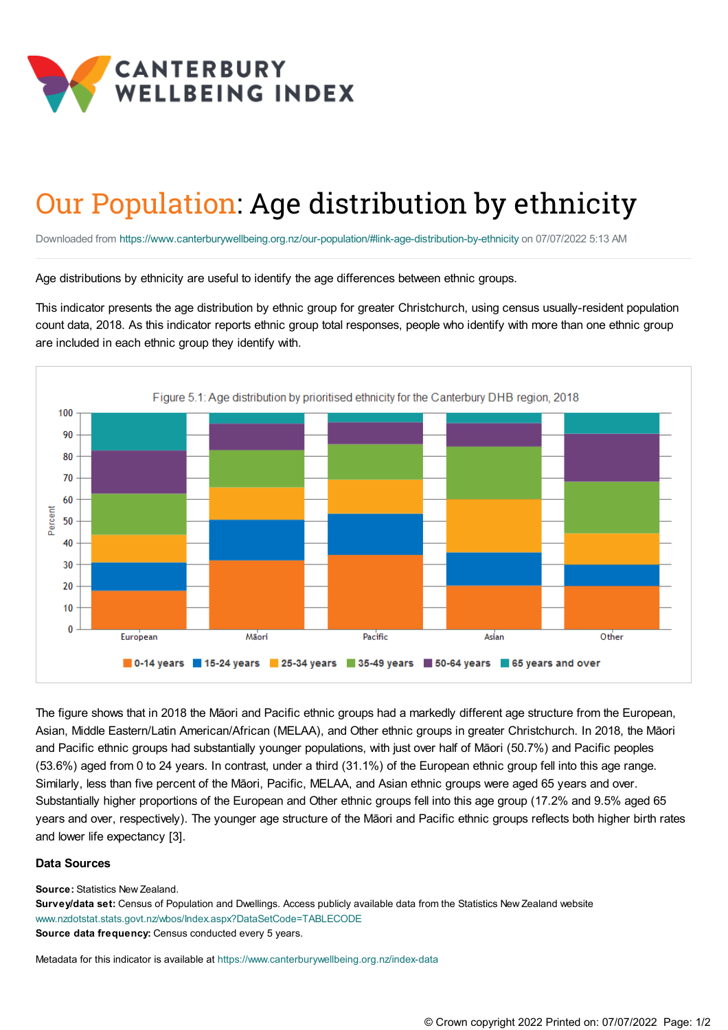# CANTERBURY WELLBEING INDEX

# Our Population: Age distribution by ethnicity

Downloaded from https://www.canterburywellbeing.org.nz/our-population/#link-age-distribution-by-ethnicity on 07/07/2022 5:13 AM

Age distributions by ethnicity are useful to identify the age differences between ethnic groups.

This indicator presents the age distribution by ethnic group for greater Christchurch, using census usually-resident population count data, 2018. As this indicator reports ethnic group total responses, people who identify with more than one ethnic group are included in each ethnic group they identify with.

Figure 5.1: Age distribution by prioritised ethnicity for the Canterbury DHB region, 2018

The figure shows that in 2018 the Māori and Pacific ethnic groups had a markedly different age structure from the European, Asian, Middle Eastern/Latin American/African (MELAA), and Other ethnic groups in greater Christchurch. In 2018, the Māori and Pacific ethnic groups had substantially younger populations, with just over half of Māori (50.7%) and Pacific peoples (53.6%) aged from 0 to 24 years. In contrast, under a third (31.1%) of the European ethnic group fell into this age range. Similarly, less than five percent of the Māori, Pacific, MELAA, and Asian ethnic groups were aged 65 years and over. Substantially higher proportions of the European and Other ethnic groups fell into this age group (17.2% and 9.5% aged 65 years and over, respectively). The younger age structure of the Māori and Pacific ethnic groups reflects both higher birth rates and lower life expectancy [3].

### Data Sources

**Source:** Statistics New Zealand.
**Survey/data set:** Census of Population and Dwellings. Access publicly available data from the Statistics New Zealand website www.nzdotstat.stats.govt.nz/wbos/Index.aspx?DataSetCode=TABLECODE
**Source data frequency:** Census conducted every 5 years.

Metadata for this indicator is available at https://www.canterburywellbeing.org.nz/index-data

© Crown copyright 2022 Printed on: 07/07/2022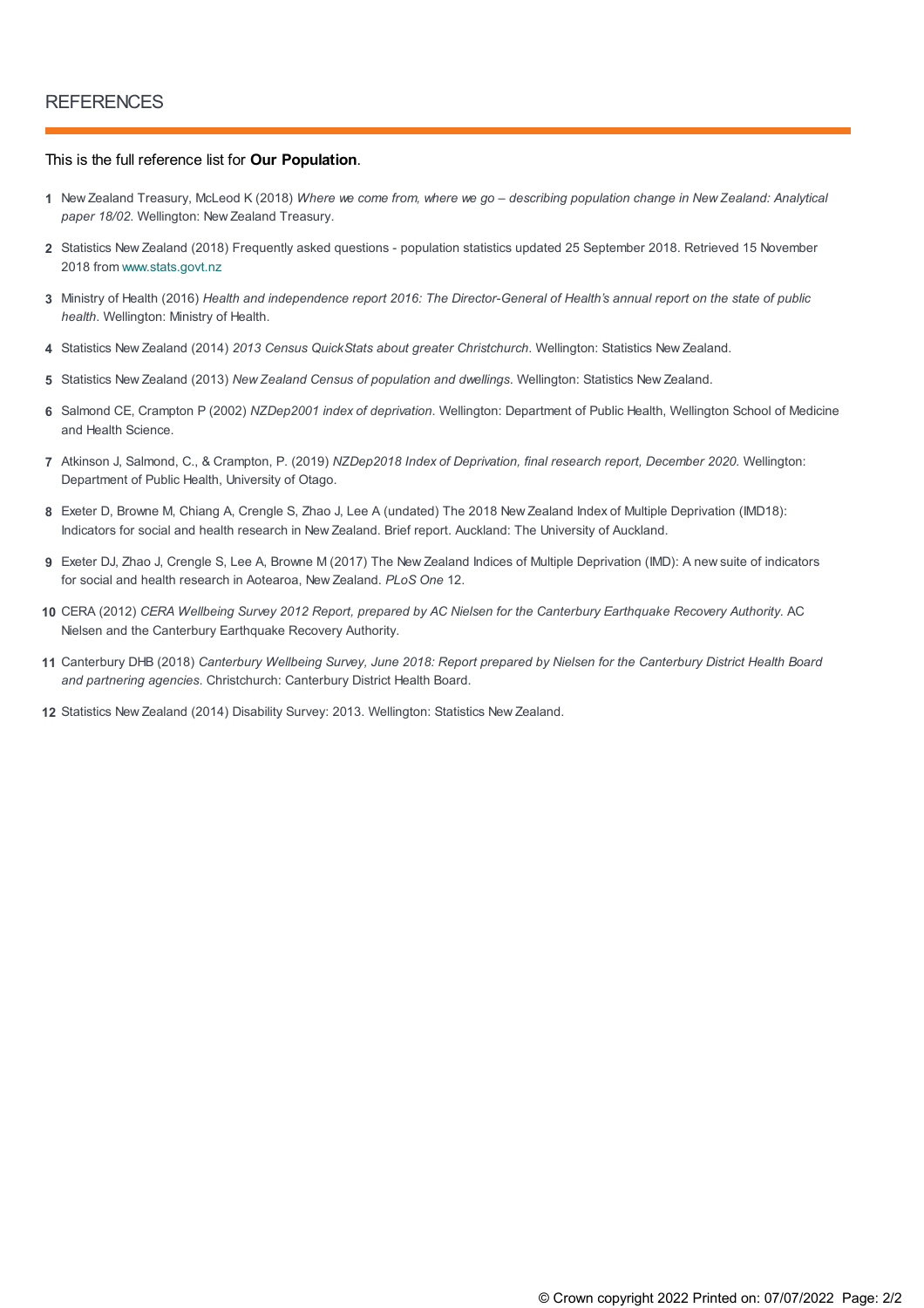## REFERENCES

This is the full reference list for **Our Population**.

1. New Zealand Treasury, McLeod K (2018) *Where we come from, where we go – describing population change in New Zealand: Analytical paper 18/02.* Wellington: New Zealand Treasury.
2. Statistics New Zealand (2018) Frequently asked questions - population statistics updated 25 September 2018. Retrieved 15 November 2018 from www.stats.govt.nz
3. Ministry of Health (2016) *Health and independence report 2016: The Director-General of Health's annual report on the state of public health.* Wellington: Ministry of Health.
4. Statistics New Zealand (2014) *2013 Census QuickStats about greater Christchurch*. Wellington: Statistics New Zealand.
5. Statistics New Zealand (2013) *New Zealand Census of population and dwellings*. Wellington: Statistics New Zealand.
6. Salmond CE, Crampton P (2002) *NZDep2001 index of deprivation*. Wellington: Department of Public Health, Wellington School of Medicine and Health Science.
7. Atkinson J, Salmond, C., & Crampton, P. (2019) *NZDep2018 Index of Deprivation, final research report, December 2020.* Wellington: Department of Public Health, University of Otago.
8. Exeter D, Browne M, Chiang A, Crengle S, Zhao J, Lee A (undated) The 2018 New Zealand Index of Multiple Deprivation (IMD18): Indicators for social and health research in New Zealand. Brief report. Auckland: The University of Auckland.
9. Exeter DJ, Zhao J, Crengle S, Lee A, Browne M (2017) The New Zealand Indices of Multiple Deprivation (IMD): A new suite of indicators for social and health research in Aotearoa, New Zealand. *PLoS One* 12.
10. CERA (2012) *CERA Wellbeing Survey 2012 Report, prepared by AC Nielsen for the Canterbury Earthquake Recovery Authority.* AC Nielsen and the Canterbury Earthquake Recovery Authority.
11. Canterbury DHB (2018) *Canterbury Wellbeing Survey, June 2018: Report prepared by Nielsen for the Canterbury District Health Board and partnering agencies.* Christchurch: Canterbury District Health Board.
12. Statistics New Zealand (2014) Disability Survey: 2013. Wellington: Statistics New Zealand.

© Crown copyright 2022 Printed on: 07/07/2022